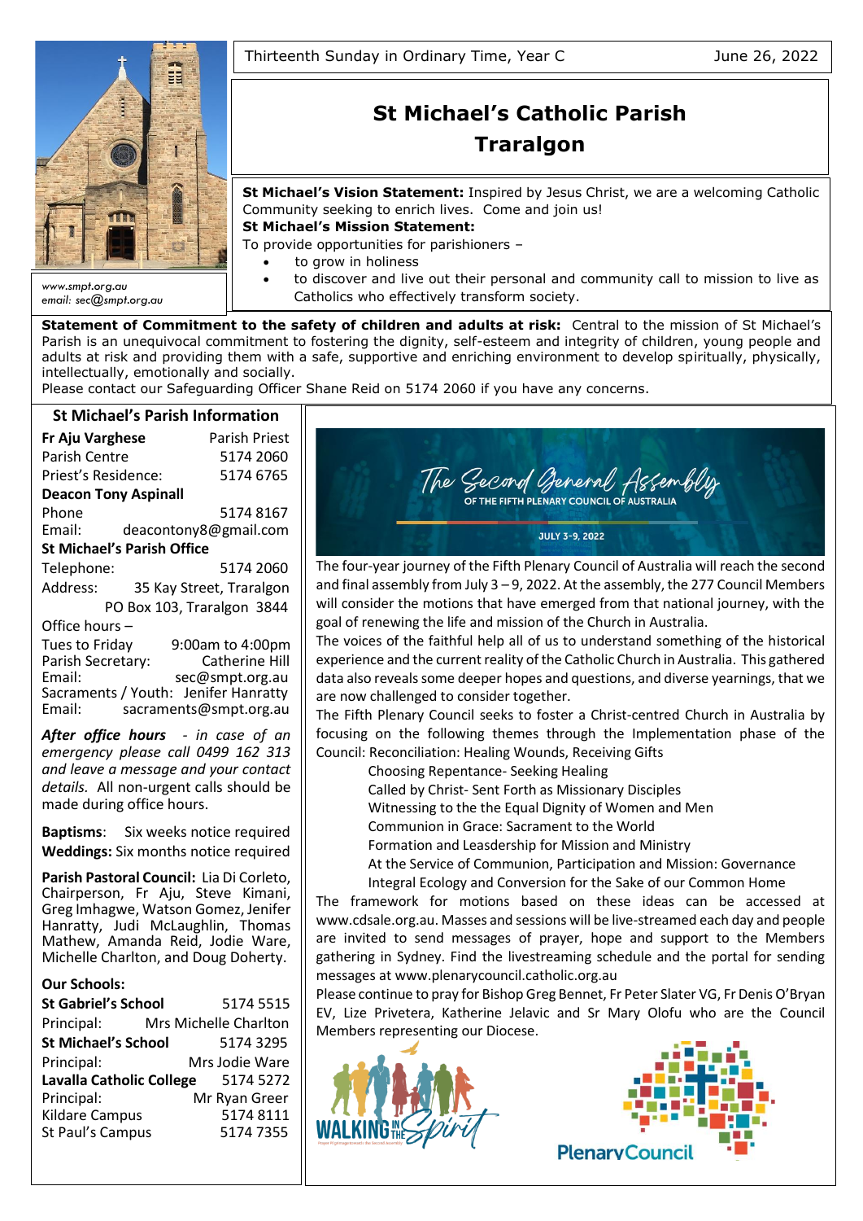Thirteenth Sunday in Ordinary Time, Year C — June 26, 2022

# St Michael's Catholic Parish Traralgon

www.smpt.org.au
email: sec@smpt.org.au

**St Michael's Vision Statement:** Inspired by Jesus Christ, we are a welcoming Catholic Community seeking to enrich lives. Come and join us!

**St Michael's Mission Statement:**
To provide opportunities for parishioners –

- to grow in holiness
- to discover and live out their personal and community call to mission to live as Catholics who effectively transform society.

**Statement of Commitment to the safety of children and adults at risk:** Central to the mission of St Michael's Parish is an unequivocal commitment to fostering the dignity, self-esteem and integrity of children, young people and adults at risk and providing them with a safe, supportive and enriching environment to develop spiritually, physically, intellectually, emotionally and socially.
Please contact our Safeguarding Officer Shane Reid on 5174 2060 if you have any concerns.

## St Michael's Parish Information

**Fr Aju Varghese** — Parish Priest
Parish Centre — 5174 2060
Priest's Residence: — 5174 6765

**Deacon Tony Aspinall**
Phone — 5174 8167
Email: deacontony8@gmail.com

**St Michael's Parish Office**
Telephone: — 5174 2060
Address: 35 Kay Street, Traralgon
PO Box 103, Traralgon 3844
Office hours –
Tues to Friday — 9:00am to 4:00pm
Parish Secretary: — Catherine Hill
Email: sec@smpt.org.au
Sacraments / Youth: Jenifer Hanratty
Email: sacraments@smpt.org.au

***After office hours*** *- in case of an emergency please call 0499 162 313 and leave a message and your contact details.* All non-urgent calls should be made during office hours.

**Baptisms**: Six weeks notice required
**Weddings:** Six months notice required

**Parish Pastoral Council:** Lia Di Corleto, Chairperson, Fr Aju, Steve Kimani, Greg Imhagwe, Watson Gomez, Jenifer Hanratty, Judi McLaughlin, Thomas Mathew, Amanda Reid, Jodie Ware, Michelle Charlton, and Doug Doherty.

**Our Schools:**
**St Gabriel's School** — 5174 5515
Principal: — Mrs Michelle Charlton
**St Michael's School** — 5174 3295
Principal: — Mrs Jodie Ware
**Lavalla Catholic College** — 5174 5272
Principal: — Mr Ryan Greer
Kildare Campus — 5174 8111
St Paul's Campus — 5174 7355

## The Second General Assembly of the Fifth Plenary Council of Australia

JULY 3-9, 2022

The four-year journey of the Fifth Plenary Council of Australia will reach the second and final assembly from July 3 – 9, 2022. At the assembly, the 277 Council Members will consider the motions that have emerged from that national journey, with the goal of renewing the life and mission of the Church in Australia.

The voices of the faithful help all of us to understand something of the historical experience and the current reality of the Catholic Church in Australia. This gathered data also reveals some deeper hopes and questions, and diverse yearnings, that we are now challenged to consider together.

The Fifth Plenary Council seeks to foster a Christ-centred Church in Australia by focusing on the following themes through the Implementation phase of the Council: Reconciliation: Healing Wounds, Receiving Gifts

Choosing Repentance- Seeking Healing
Called by Christ- Sent Forth as Missionary Disciples
Witnessing to the the Equal Dignity of Women and Men
Communion in Grace: Sacrament to the World
Formation and Leasdership for Mission and Ministry
At the Service of Communion, Participation and Mission: Governance
Integral Ecology and Conversion for the Sake of our Common Home

The framework for motions based on these ideas can be accessed at www.cdsale.org.au. Masses and sessions will be live-streamed each day and people are invited to send messages of prayer, hope and support to the Members gathering in Sydney. Find the livestreaming schedule and the portal for sending messages at www.plenarycouncil.catholic.org.au

Please continue to pray for Bishop Greg Bennet, Fr Peter Slater VG, Fr Denis O'Bryan EV, Lize Privetera, Katherine Jelavic and Sr Mary Olofu who are the Council Members representing our Diocese.

WALKING IN THE Spirit

Plenary Council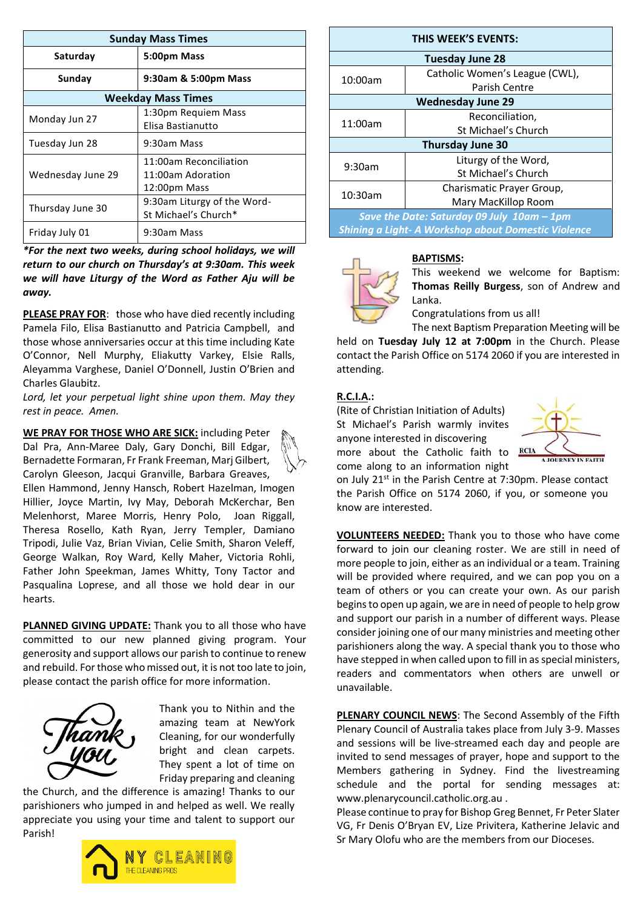| Sunday Mass Times | |
|---|---|
| Saturday | 5:00pm Mass |
| Sunday | 9:30am & 5:00pm Mass |
| **Weekday Mass Times** | |
| Monday Jun 27 | 1:30pm Requiem Mass Elisa Bastianutto |
| Tuesday Jun 28 | 9:30am Mass |
| Wednesday June 29 | 11:00am Reconciliation<br>11:00am Adoration<br>12:00pm Mass |
| Thursday June 30 | 9:30am Liturgy of the Word- St Michael's Church* |
| Friday July 01 | 9:30am Mass |

***For the next two weeks, during school holidays, we will return to our church on Thursday's at 9:30am. This week we will have Liturgy of the Word as Father Aju will be away.***

**PLEASE PRAY FOR**: those who have died recently including Pamela Filo, Elisa Bastianutto and Patricia Campbell, and those whose anniversaries occur at this time including Kate O'Connor, Nell Murphy, Eliakutty Varkey, Elsie Ralls, Aleyamma Varghese, Daniel O'Donnell, Justin O'Brien and Charles Glaubitz.

*Lord, let your perpetual light shine upon them. May they rest in peace. Amen.*

**WE PRAY FOR THOSE WHO ARE SICK:** including Peter Dal Pra, Ann-Maree Daly, Gary Donchi, Bill Edgar, Bernadette Formaran, Fr Frank Freeman, Marj Gilbert, Carolyn Gleeson, Jacqui Granville, Barbara Greaves, Ellen Hammond, Jenny Hansch, Robert Hazelman, Imogen Hillier, Joyce Martin, Ivy May, Deborah McKerchar, Ben Melenhorst, Maree Morris, Henry Polo, Joan Riggall, Theresa Rosello, Kath Ryan, Jerry Templer, Damiano Tripodi, Julie Vaz, Brian Vivian, Celie Smith, Sharon Veleff, George Walkan, Roy Ward, Kelly Maher, Victoria Rohli, Father John Speekman, James Whitty, Tony Tactor and Pasqualina Loprese, and all those we hold dear in our hearts.

**PLANNED GIVING UPDATE:** Thank you to all those who have committed to our new planned giving program. Your generosity and support allows our parish to continue to renew and rebuild. For those who missed out, it is not too late to join, please contact the parish office for more information.

Thank you to Nithin and the amazing team at NewYork Cleaning, for our wonderfully bright and clean carpets. They spent a lot of time on Friday preparing and cleaning the Church, and the difference is amazing! Thanks to our parishioners who jumped in and helped as well. We really appreciate you using your time and talent to support our Parish!

| THIS WEEK'S EVENTS: | |
|---|---|
| **Tuesday June 28** | |
| 10:00am | Catholic Women's League (CWL), Parish Centre |
| **Wednesday June 29** | |
| 11:00am | Reconciliation, St Michael's Church |
| **Thursday June 30** | |
| 9:30am | Liturgy of the Word, St Michael's Church |
| 10:30am | Charismatic Prayer Group, Mary MacKillop Room |
| *Save the Date: Saturday 09 July 10am – 1pm Shining a Light- A Workshop about Domestic Violence* | |

**BAPTISMS:**
This weekend we welcome for Baptism: **Thomas Reilly Burgess**, son of Andrew and Lanka.
Congratulations from us all!
The next Baptism Preparation Meeting will be held on **Tuesday July 12 at 7:00pm** in the Church. Please contact the Parish Office on 5174 2060 if you are interested in attending.

**R.C.I.A.:**
(Rite of Christian Initiation of Adults)
St Michael's Parish warmly invites anyone interested in discovering more about the Catholic faith to come along to an information night on July 21st in the Parish Centre at 7:30pm. Please contact the Parish Office on 5174 2060, if you, or someone you know are interested.

**VOLUNTEERS NEEDED:** Thank you to those who have come forward to join our cleaning roster. We are still in need of more people to join, either as an individual or a team. Training will be provided where required, and we can pop you on a team of others or you can create your own. As our parish begins to open up again, we are in need of people to help grow and support our parish in a number of different ways. Please consider joining one of our many ministries and meeting other parishioners along the way. A special thank you to those who have stepped in when called upon to fill in as special ministers, readers and commentators when others are unwell or unavailable.

**PLENARY COUNCIL NEWS**: The Second Assembly of the Fifth Plenary Council of Australia takes place from July 3-9. Masses and sessions will be live-streamed each day and people are invited to send messages of prayer, hope and support to the Members gathering in Sydney. Find the livestreaming schedule and the portal for sending messages at: www.plenarycouncil.catholic.org.au .
Please continue to pray for Bishop Greg Bennet, Fr Peter Slater VG, Fr Denis O'Bryan EV, Lize Privitera, Katherine Jelavic and Sr Mary Olofu who are the members from our Dioceses.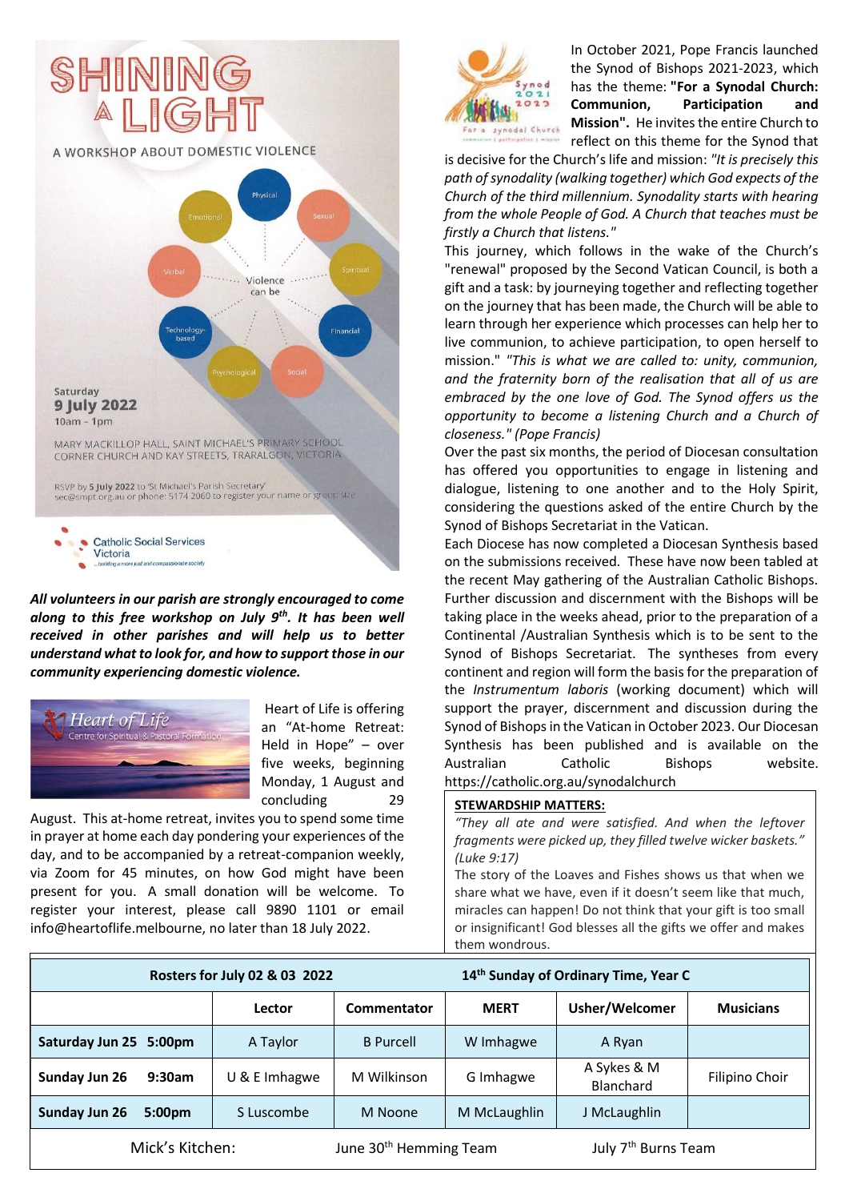# SHINING A LIGHT

A WORKSHOP ABOUT DOMESTIC VIOLENCE

Violence can be: Physical, Sexual, Spiritual, Financial, Social, Psychological, Technology-based, Verbal, Emotional

Saturday
**9 July 2022**
10am – 1pm

MARY MACKILLOP HALL, SAINT MICHAEL'S PRIMARY SCHOOL
CORNER CHURCH AND KAY STREETS, TRARALGON, VICTORIA

RSVP by **5 July 2022** to 'St Michael's Parish Secretary' sec@smpt.org.au or phone: 5174 2060 to register your name or group size

Catholic Social Services Victoria
...building a more just and compassionate society

***All volunteers in our parish are strongly encouraged to come along to this free workshop on July 9th. It has been well received in other parishes and will help us to better understand what to look for, and how to support those in our community experiencing domestic violence.***

Heart of Life — Centre for Spiritual & Pastoral Formation

Heart of Life is offering an "At-home Retreat: Held in Hope" – over five weeks, beginning Monday, 1 August and concluding 29 August. This at-home retreat, invites you to spend some time in prayer at home each day pondering your experiences of the day, and to be accompanied by a retreat-companion weekly, via Zoom for 45 minutes, on how God might have been present for you. A small donation will be welcome. To register your interest, please call 9890 1101 or email info@heartoflife.melbourne, no later than 18 July 2022.

Synod 2021 2023 — For a synodal Church: communion | participation | mission

In October 2021, Pope Francis launched the Synod of Bishops 2021-2023, which has the theme: **"For a Synodal Church: Communion, Participation and Mission".** He invites the entire Church to reflect on this theme for the Synod that is decisive for the Church's life and mission: *"It is precisely this path of synodality (walking together) which God expects of the Church of the third millennium. Synodality starts with hearing from the whole People of God. A Church that teaches must be firstly a Church that listens."*

This journey, which follows in the wake of the Church's "renewal" proposed by the Second Vatican Council, is both a gift and a task: by journeying together and reflecting together on the journey that has been made, the Church will be able to learn through her experience which processes can help her to live communion, to achieve participation, to open herself to mission." *"This is what we are called to: unity, communion, and the fraternity born of the realisation that all of us are embraced by the one love of God. The Synod offers us the opportunity to become a listening Church and a Church of closeness." (Pope Francis)*

Over the past six months, the period of Diocesan consultation has offered you opportunities to engage in listening and dialogue, listening to one another and to the Holy Spirit, considering the questions asked of the entire Church by the Synod of Bishops Secretariat in the Vatican.

Each Diocese has now completed a Diocesan Synthesis based on the submissions received. These have now been tabled at the recent May gathering of the Australian Catholic Bishops. Further discussion and discernment with the Bishops will be taking place in the weeks ahead, prior to the preparation of a Continental /Australian Synthesis which is to be sent to the Synod of Bishops Secretariat. The syntheses from every continent and region will form the basis for the preparation of the *Instrumentum laboris* (working document) which will support the prayer, discernment and discussion during the Synod of Bishops in the Vatican in October 2023. Our Diocesan Synthesis has been published and is available on the Australian Catholic Bishops website. https://catholic.org.au/synodalchurch

**STEWARDSHIP MATTERS:**

*"They all ate and were satisfied. And when the leftover fragments were picked up, they filled twelve wicker baskets." (Luke 9:17)*

The story of the Loaves and Fishes shows us that when we share what we have, even if it doesn't seem like that much, miracles can happen! Do not think that your gift is too small or insignificant! God blesses all the gifts we offer and makes them wondrous.

| Rosters for July 02 & 03 2022 | | | 14th Sunday of Ordinary Time, Year C | | |
|---|---|---|---|---|---|
| | **Lector** | **Commentator** | **MERT** | **Usher/Welcomer** | **Musicians** |
| **Saturday Jun 25 5:00pm** | A Taylor | B Purcell | W Imhagwe | A Ryan | |
| **Sunday Jun 26 9:30am** | U & E Imhagwe | M Wilkinson | G Imhagwe | A Sykes & M Blanchard | Filipino Choir |
| **Sunday Jun 26 5:00pm** | S Luscombe | M Noone | M McLaughlin | J McLaughlin | |
| Mick's Kitchen: | June 30th Hemming Team | | July 7th Burns Team | | |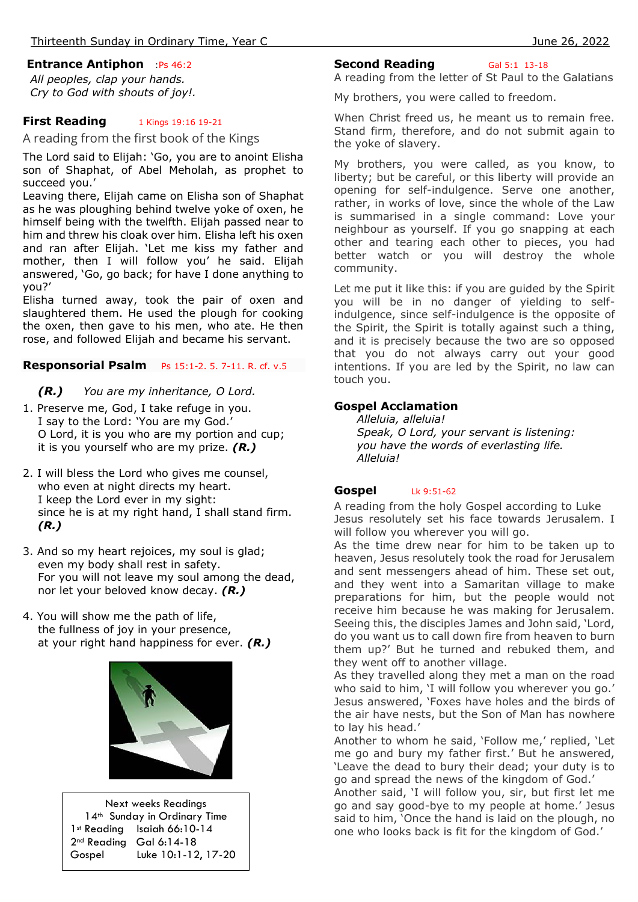Thirteenth Sunday in Ordinary Time, Year C — June 26, 2022

**Entrance Antiphon** :Ps 46:2

*All peoples, clap your hands.*
*Cry to God with shouts of joy!.*

**First Reading** 1 Kings 19:16 19-21

A reading from the first book of the Kings

The Lord said to Elijah: 'Go, you are to anoint Elisha son of Shaphat, of Abel Meholah, as prophet to succeed you.'
Leaving there, Elijah came on Elisha son of Shaphat as he was ploughing behind twelve yoke of oxen, he himself being with the twelfth. Elijah passed near to him and threw his cloak over him. Elisha left his oxen and ran after Elijah. 'Let me kiss my father and mother, then I will follow you' he said. Elijah answered, 'Go, go back; for have I done anything to you?'
Elisha turned away, took the pair of oxen and slaughtered them. He used the plough for cooking the oxen, then gave to his men, who ate. He then rose, and followed Elijah and became his servant.

**Responsorial Psalm** Ps 15:1-2. 5. 7-11. R. cf. v.5

***(R.)*** *You are my inheritance, O Lord.*

1. Preserve me, God, I take refuge in you.
   I say to the Lord: 'You are my God.'
   O Lord, it is you who are my portion and cup;
   it is you yourself who are my prize. ***(R.)***

2. I will bless the Lord who gives me counsel,
   who even at night directs my heart.
   I keep the Lord ever in my sight:
   since he is at my right hand, I shall stand firm. ***(R.)***

3. And so my heart rejoices, my soul is glad;
   even my body shall rest in safety.
   For you will not leave my soul among the dead,
   nor let your beloved know decay. ***(R.)***

4. You will show me the path of life,
   the fullness of joy in your presence,
   at your right hand happiness for ever. ***(R.)***

| Next weeks Readings | |
|---|---|
| 14th Sunday in Ordinary Time | |
| 1st Reading | Isaiah 66:10-14 |
| 2nd Reading | Gal 6:14-18 |
| Gospel | Luke 10:1-12, 17-20 |

**Second Reading** Gal 5:1 13-18

A reading from the letter of St Paul to the Galatians

My brothers, you were called to freedom.

When Christ freed us, he meant us to remain free. Stand firm, therefore, and do not submit again to the yoke of slavery.

My brothers, you were called, as you know, to liberty; but be careful, or this liberty will provide an opening for self-indulgence. Serve one another, rather, in works of love, since the whole of the Law is summarised in a single command: Love your neighbour as yourself. If you go snapping at each other and tearing each other to pieces, you had better watch or you will destroy the whole community.

Let me put it like this: if you are guided by the Spirit you will be in no danger of yielding to self-indulgence, since self-indulgence is the opposite of the Spirit, the Spirit is totally against such a thing, and it is precisely because the two are so opposed that you do not always carry out your good intentions. If you are led by the Spirit, no law can touch you.

**Gospel Acclamation**

*Alleluia, alleluia!*
*Speak, O Lord, your servant is listening:*
*you have the words of everlasting life.*
*Alleluia!*

**Gospel** Lk 9:51-62

A reading from the holy Gospel according to Luke
Jesus resolutely set his face towards Jerusalem. I will follow you wherever you will go.
As the time drew near for him to be taken up to heaven, Jesus resolutely took the road for Jerusalem and sent messengers ahead of him. These set out, and they went into a Samaritan village to make preparations for him, but the people would not receive him because he was making for Jerusalem. Seeing this, the disciples James and John said, 'Lord, do you want us to call down fire from heaven to burn them up?' But he turned and rebuked them, and they went off to another village.
As they travelled along they met a man on the road who said to him, 'I will follow you wherever you go.' Jesus answered, 'Foxes have holes and the birds of the air have nests, but the Son of Man has nowhere to lay his head.'
Another to whom he said, 'Follow me,' replied, 'Let me go and bury my father first.' But he answered, 'Leave the dead to bury their dead; your duty is to go and spread the news of the kingdom of God.'
Another said, 'I will follow you, sir, but first let me go and say good-bye to my people at home.' Jesus said to him, 'Once the hand is laid on the plough, no one who looks back is fit for the kingdom of God.'